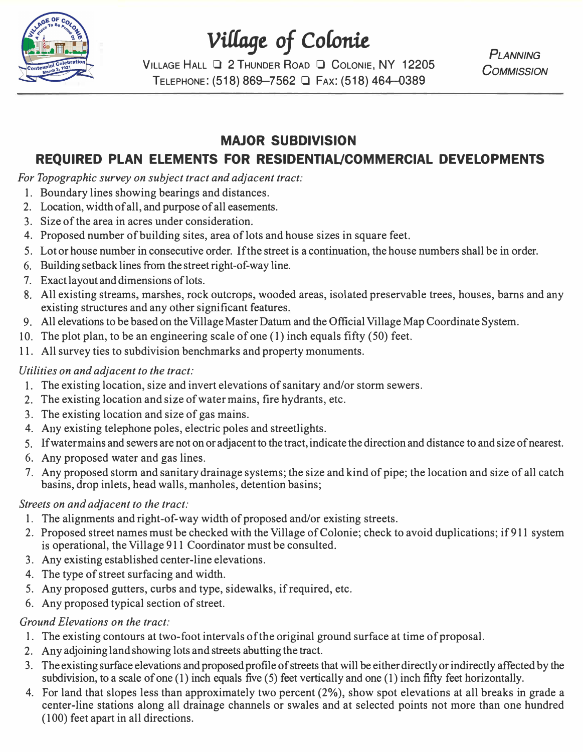# Village of Colonie

Village Hall ❑ 2 Thunder Road ❑ Colonie, NY 12205
Telephone: (518) 869–7562 ❑ Fax: (518) 464–0389

Planning Commission

## MAJOR SUBDIVISION
## REQUIRED PLAN ELEMENTS FOR RESIDENTIAL/COMMERCIAL DEVELOPMENTS

*For Topographic survey on subject tract and adjacent tract:*

1. Boundary lines showing bearings and distances.
2. Location, width of all, and purpose of all easements.
3. Size of the area in acres under consideration.
4. Proposed number of building sites, area of lots and house sizes in square feet.
5. Lot or house number in consecutive order. If the street is a continuation, the house numbers shall be in order.
6. Building setback lines from the street right-of-way line.
7. Exact layout and dimensions of lots.
8. All existing streams, marshes, rock outcrops, wooded areas, isolated preservable trees, houses, barns and any existing structures and any other significant features.
9. All elevations to be based on the Village Master Datum and the Official Village Map Coordinate System.
10. The plot plan, to be an engineering scale of one (1) inch equals fifty (50) feet.
11. All survey ties to subdivision benchmarks and property monuments.

*Utilities on and adjacent to the tract:*

1. The existing location, size and invert elevations of sanitary and/or storm sewers.
2. The existing location and size of water mains, fire hydrants, etc.
3. The existing location and size of gas mains.
4. Any existing telephone poles, electric poles and streetlights.
5. If water mains and sewers are not on or adjacent to the tract, indicate the direction and distance to and size of nearest.
6. Any proposed water and gas lines.
7. Any proposed storm and sanitary drainage systems; the size and kind of pipe; the location and size of all catch basins, drop inlets, head walls, manholes, detention basins;

*Streets on and adjacent to the tract:*

1. The alignments and right-of-way width of proposed and/or existing streets.
2. Proposed street names must be checked with the Village of Colonie; check to avoid duplications; if 911 system is operational, the Village 911 Coordinator must be consulted.
3. Any existing established center-line elevations.
4. The type of street surfacing and width.
5. Any proposed gutters, curbs and type, sidewalks, if required, etc.
6. Any proposed typical section of street.

*Ground Elevations on the tract:*

1. The existing contours at two-foot intervals of the original ground surface at time of proposal.
2. Any adjoining land showing lots and streets abutting the tract.
3. The existing surface elevations and proposed profile of streets that will be either directly or indirectly affected by the subdivision, to a scale of one (1) inch equals five (5) feet vertically and one (1) inch fifty feet horizontally.
4. For land that slopes less than approximately two percent (2%), show spot elevations at all breaks in grade a center-line stations along all drainage channels or swales and at selected points not more than one hundred (100) feet apart in all directions.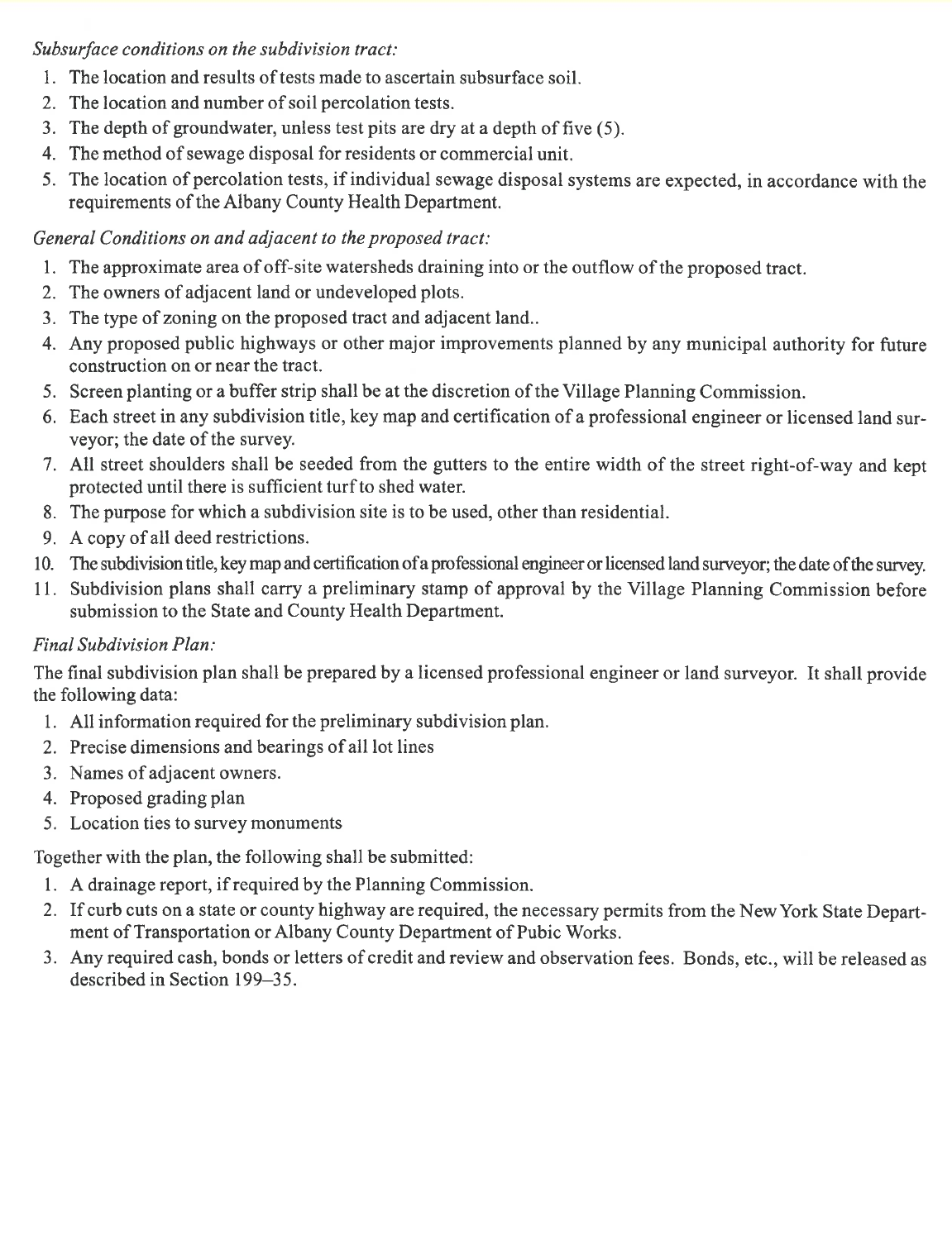*Subsurface conditions on the subdivision tract:*

1. The location and results of tests made to ascertain subsurface soil.
2. The location and number of soil percolation tests.
3. The depth of groundwater, unless test pits are dry at a depth of five (5).
4. The method of sewage disposal for residents or commercial unit.
5. The location of percolation tests, if individual sewage disposal systems are expected, in accordance with the requirements of the Albany County Health Department.

*General Conditions on and adjacent to the proposed tract:*

1. The approximate area of off-site watersheds draining into or the outflow of the proposed tract.
2. The owners of adjacent land or undeveloped plots.
3. The type of zoning on the proposed tract and adjacent land..
4. Any proposed public highways or other major improvements planned by any municipal authority for future construction on or near the tract.
5. Screen planting or a buffer strip shall be at the discretion of the Village Planning Commission.
6. Each street in any subdivision title, key map and certification of a professional engineer or licensed land surveyor; the date of the survey.
7. All street shoulders shall be seeded from the gutters to the entire width of the street right-of-way and kept protected until there is sufficient turf to shed water.
8. The purpose for which a subdivision site is to be used, other than residential.
9. A copy of all deed restrictions.
10. The subdivision title, key map and certification of a professional engineer or licensed land surveyor; the date of the survey.
11. Subdivision plans shall carry a preliminary stamp of approval by the Village Planning Commission before submission to the State and County Health Department.

*Final Subdivision Plan:*

The final subdivision plan shall be prepared by a licensed professional engineer or land surveyor. It shall provide the following data:

1. All information required for the preliminary subdivision plan.
2. Precise dimensions and bearings of all lot lines
3. Names of adjacent owners.
4. Proposed grading plan
5. Location ties to survey monuments

Together with the plan, the following shall be submitted:

1. A drainage report, if required by the Planning Commission.
2. If curb cuts on a state or county highway are required, the necessary permits from the New York State Department of Transportation or Albany County Department of Pubic Works.
3. Any required cash, bonds or letters of credit and review and observation fees. Bonds, etc., will be released as described in Section 199–35.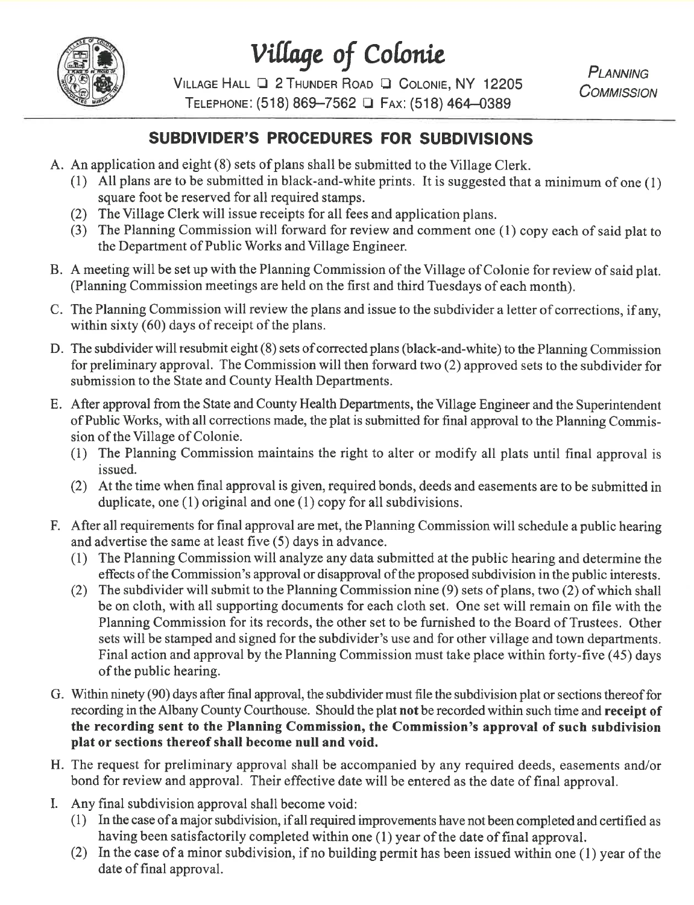# Village of Colonie

VILLAGE HALL ❑ 2 THUNDER ROAD ❑ COLONIE, NY 12205
TELEPHONE: (518) 869–7562 ❑ FAX: (518) 464–0389

PLANNING COMMISSION

## SUBDIVIDER'S PROCEDURES FOR SUBDIVISIONS

A. An application and eight (8) sets of plans shall be submitted to the Village Clerk.
   (1) All plans are to be submitted in black-and-white prints. It is suggested that a minimum of one (1) square foot be reserved for all required stamps.
   (2) The Village Clerk will issue receipts for all fees and application plans.
   (3) The Planning Commission will forward for review and comment one (1) copy each of said plat to the Department of Public Works and Village Engineer.

B. A meeting will be set up with the Planning Commission of the Village of Colonie for review of said plat. (Planning Commission meetings are held on the first and third Tuesdays of each month).

C. The Planning Commission will review the plans and issue to the subdivider a letter of corrections, if any, within sixty (60) days of receipt of the plans.

D. The subdivider will resubmit eight (8) sets of corrected plans (black-and-white) to the Planning Commission for preliminary approval. The Commission will then forward two (2) approved sets to the subdivider for submission to the State and County Health Departments.

E. After approval from the State and County Health Departments, the Village Engineer and the Superintendent of Public Works, with all corrections made, the plat is submitted for final approval to the Planning Commission of the Village of Colonie.
   (1) The Planning Commission maintains the right to alter or modify all plats until final approval is issued.
   (2) At the time when final approval is given, required bonds, deeds and easements are to be submitted in duplicate, one (1) original and one (1) copy for all subdivisions.

F. After all requirements for final approval are met, the Planning Commission will schedule a public hearing and advertise the same at least five (5) days in advance.
   (1) The Planning Commission will analyze any data submitted at the public hearing and determine the effects of the Commission's approval or disapproval of the proposed subdivision in the public interests.
   (2) The subdivider will submit to the Planning Commission nine (9) sets of plans, two (2) of which shall be on cloth, with all supporting documents for each cloth set. One set will remain on file with the Planning Commission for its records, the other set to be furnished to the Board of Trustees. Other sets will be stamped and signed for the subdivider's use and for other village and town departments. Final action and approval by the Planning Commission must take place within forty-five (45) days of the public hearing.

G. Within ninety (90) days after final approval, the subdivider must file the subdivision plat or sections thereof for recording in the Albany County Courthouse. Should the plat **not** be recorded within such time and **receipt of the recording sent to the Planning Commission, the Commission's approval of such subdivision plat or sections thereof shall become null and void.**

H. The request for preliminary approval shall be accompanied by any required deeds, easements and/or bond for review and approval. Their effective date will be entered as the date of final approval.

I. Any final subdivision approval shall become void:
   (1) In the case of a major subdivision, if all required improvements have not been completed and certified as having been satisfactorily completed within one (1) year of the date of final approval.
   (2) In the case of a minor subdivision, if no building permit has been issued within one (1) year of the date of final approval.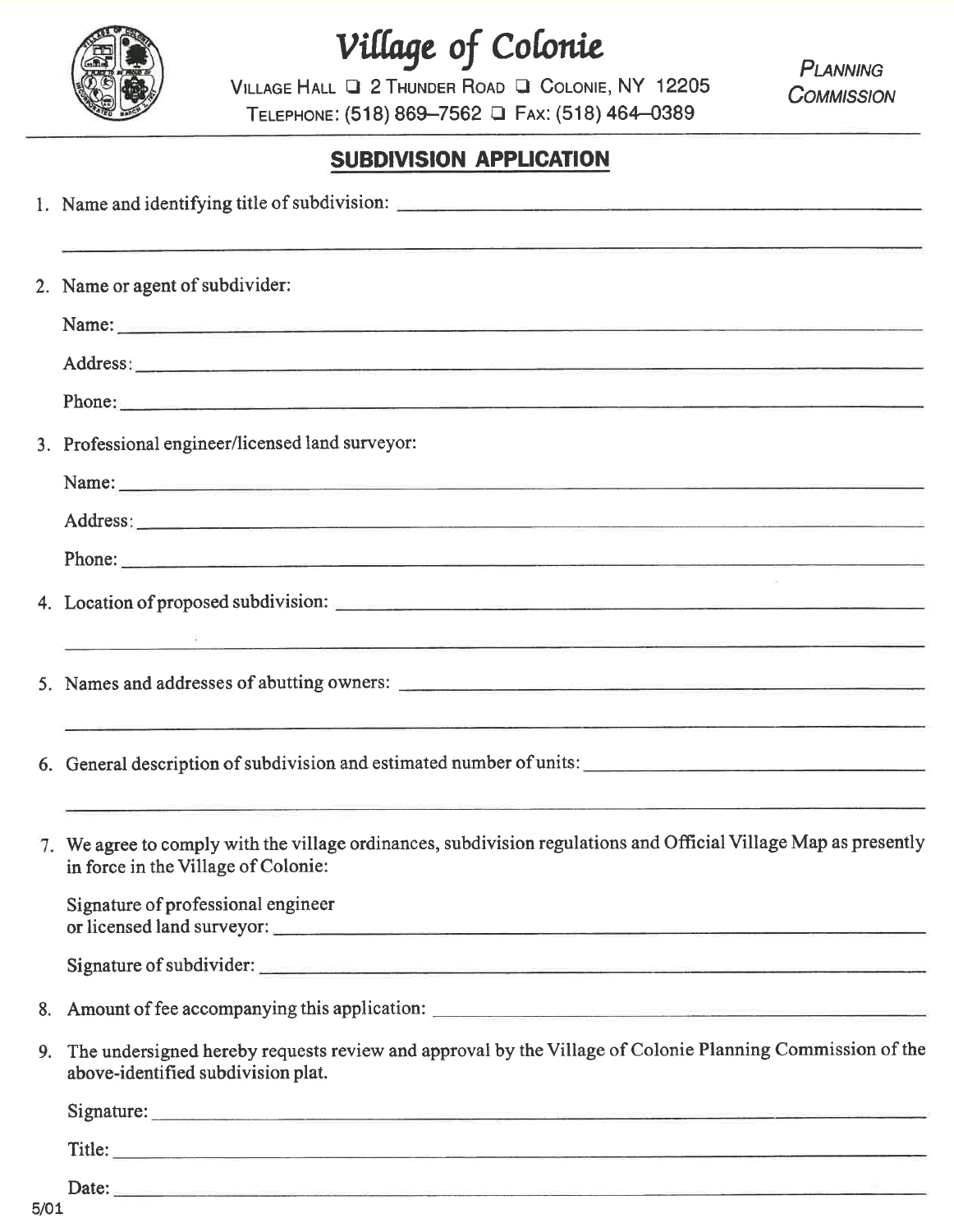# Village of Colonie

VILLAGE HALL ❑ 2 THUNDER ROAD ❑ COLONIE, NY 12205
TELEPHONE: (518) 869–7562 ❑ FAX: (518) 464–0389

*PLANNING COMMISSION*

## SUBDIVISION APPLICATION

1. Name and identifying title of subdivision: ______________________________

   ______________________________

2. Name or agent of subdivider:

   Name: ______________________________

   Address: ______________________________

   Phone: ______________________________

3. Professional engineer/licensed land surveyor:

   Name: ______________________________

   Address: ______________________________

   Phone: ______________________________

4. Location of proposed subdivision: ______________________________

   ______________________________

5. Names and addresses of abutting owners: ______________________________

   ______________________________

6. General description of subdivision and estimated number of units: ______________________________

   ______________________________

7. We agree to comply with the village ordinances, subdivision regulations and Official Village Map as presently in force in the Village of Colonie:

   Signature of professional engineer
   or licensed land surveyor: ______________________________

   Signature of subdivider: ______________________________

8. Amount of fee accompanying this application: ______________________________

9. The undersigned hereby requests review and approval by the Village of Colonie Planning Commission of the above-identified subdivision plat.

   Signature: ______________________________

   Title: ______________________________

   Date: ______________________________

5/01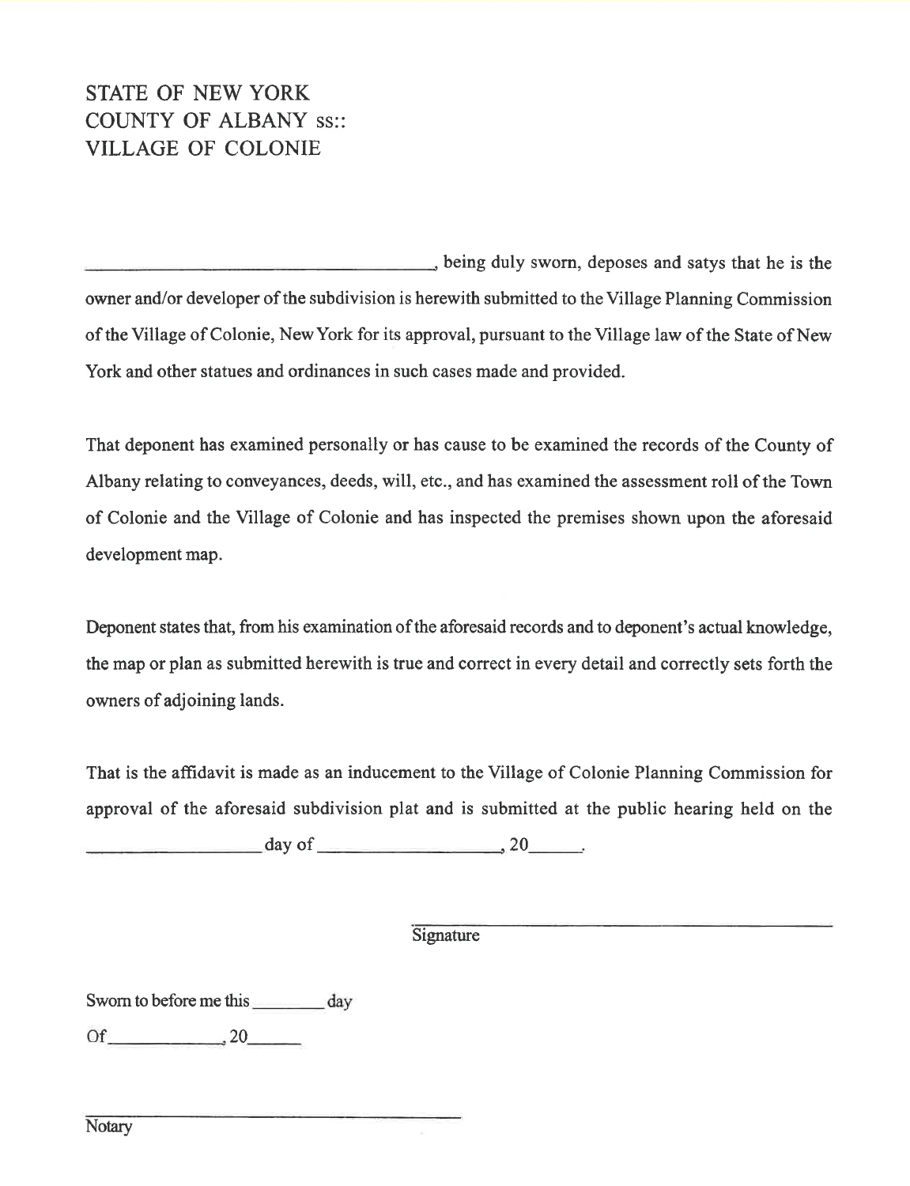STATE OF NEW YORK
COUNTY OF ALBANY ss::
VILLAGE OF COLONIE

______________________________________, being duly sworn, deposes and satys that he is the owner and/or developer of the subdivision is herewith submitted to the Village Planning Commission of the Village of Colonie, New York for its approval, pursuant to the Village law of the State of New York and other statues and ordinances in such cases made and provided.

That deponent has examined personally or has cause to be examined the records of the County of Albany relating to conveyances, deeds, will, etc., and has examined the assessment roll of the Town of Colonie and the Village of Colonie and has inspected the premises shown upon the aforesaid development map.

Deponent states that, from his examination of the aforesaid records and to deponent's actual knowledge, the map or plan as submitted herewith is true and correct in every detail and correctly sets forth the owners of adjoining lands.

That is the affidavit is made as an inducement to the Village of Colonie Planning Commission for approval of the aforesaid subdivision plat and is submitted at the public hearing held on the __________________ day of __________________, 20_____.

______________________________________
Signature

Sworn to before me this ________ day

Of____________, 20______

______________________________________
Notary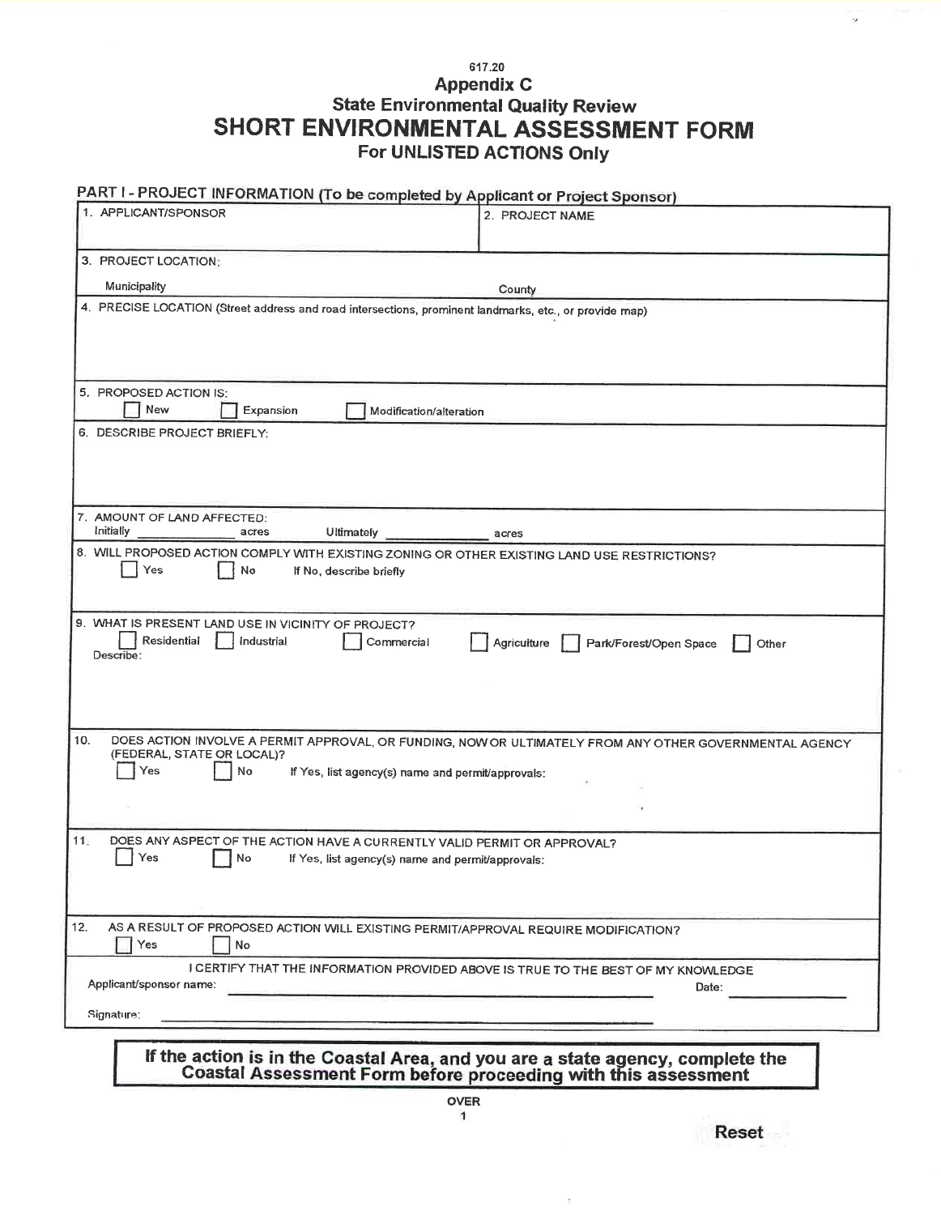617.20

## Appendix C

## State Environmental Quality Review

# SHORT ENVIRONMENTAL ASSESSMENT FORM

## For UNLISTED ACTIONS Only

### PART I - PROJECT INFORMATION (To be completed by Applicant or Project Sponsor)

1. APPLICANT/SPONSOR

2. PROJECT NAME

3. PROJECT LOCATION:

Municipality                                        County

4. PRECISE LOCATION (Street address and road intersections, prominent landmarks, etc., or provide map)

5. PROPOSED ACTION IS:

☐ New  ☐ Expansion  ☐ Modification/alteration

6. DESCRIBE PROJECT BRIEFLY:

7. AMOUNT OF LAND AFFECTED:

Initially ______________ acres  Ultimately ______________ acres

8. WILL PROPOSED ACTION COMPLY WITH EXISTING ZONING OR OTHER EXISTING LAND USE RESTRICTIONS?

☐ Yes  ☐ No  If No, describe briefly

9. WHAT IS PRESENT LAND USE IN VICINITY OF PROJECT?

☐ Residential  ☐ Industrial  ☐ Commercial  ☐ Agriculture  ☐ Park/Forest/Open Space  ☐ Other

Describe:

10. DOES ACTION INVOLVE A PERMIT APPROVAL, OR FUNDING, NOW OR ULTIMATELY FROM ANY OTHER GOVERNMENTAL AGENCY (FEDERAL, STATE OR LOCAL)?

☐ Yes  ☐ No  If Yes, list agency(s) name and permit/approvals:

11. DOES ANY ASPECT OF THE ACTION HAVE A CURRENTLY VALID PERMIT OR APPROVAL?

☐ Yes  ☐ No  If Yes, list agency(s) name and permit/approvals:

12. AS A RESULT OF PROPOSED ACTION WILL EXISTING PERMIT/APPROVAL REQUIRE MODIFICATION?

☐ Yes  ☐ No

I CERTIFY THAT THE INFORMATION PROVIDED ABOVE IS TRUE TO THE BEST OF MY KNOWLEDGE

Applicant/sponsor name: ______________________________  Date: ______________

Signature: ______________________________

**If the action is in the Coastal Area, and you are a state agency, complete the Coastal Assessment Form before proceeding with this assessment**

OVER

Reset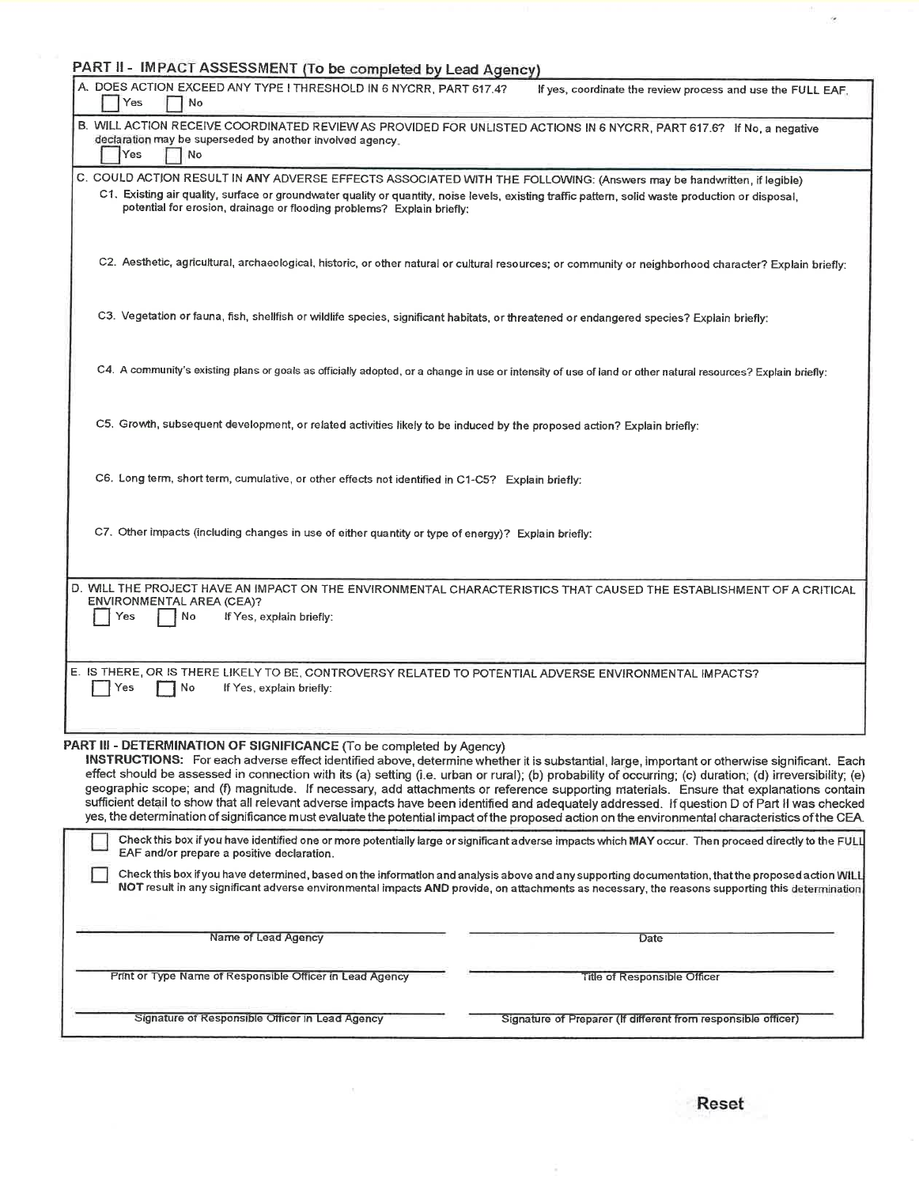## PART II - IMPACT ASSESSMENT (To be completed by Lead Agency)

A. DOES ACTION EXCEED ANY TYPE I THRESHOLD IN 6 NYCRR, PART 617.4? If yes, coordinate the review process and use the FULL EAF.

☐ Yes ☐ No

B. WILL ACTION RECEIVE COORDINATED REVIEW AS PROVIDED FOR UNLISTED ACTIONS IN 6 NYCRR, PART 617.6? If No, a negative declaration may be superseded by another involved agency.

☐ Yes ☐ No

C. COULD ACTION RESULT IN **ANY** ADVERSE EFFECTS ASSOCIATED WITH THE FOLLOWING: (Answers may be handwritten, if legible)

C1. Existing air quality, surface or groundwater quality or quantity, noise levels, existing traffic pattern, solid waste production or disposal, potential for erosion, drainage or flooding problems? Explain briefly:

C2. Aesthetic, agricultural, archaeological, historic, or other natural or cultural resources; or community or neighborhood character? Explain briefly:

C3. Vegetation or fauna, fish, shellfish or wildlife species, significant habitats, or threatened or endangered species? Explain briefly:

C4. A community's existing plans or goals as officially adopted, or a change in use or intensity of use of land or other natural resources? Explain briefly:

C5. Growth, subsequent development, or related activities likely to be induced by the proposed action? Explain briefly:

C6. Long term, short term, cumulative, or other effects not identified in C1-C5? Explain briefly:

C7. Other impacts (including changes in use of either quantity or type of energy)? Explain briefly:

D. WILL THE PROJECT HAVE AN IMPACT ON THE ENVIRONMENTAL CHARACTERISTICS THAT CAUSED THE ESTABLISHMENT OF A CRITICAL ENVIRONMENTAL AREA (CEA)?

☐ Yes ☐ No If Yes, explain briefly:

E. IS THERE, OR IS THERE LIKELY TO BE, CONTROVERSY RELATED TO POTENTIAL ADVERSE ENVIRONMENTAL IMPACTS?

☐ Yes ☐ No If Yes, explain briefly:

## PART III - DETERMINATION OF SIGNIFICANCE (To be completed by Agency)

**INSTRUCTIONS:** For each adverse effect identified above, determine whether it is substantial, large, important or otherwise significant. Each effect should be assessed in connection with its (a) setting (i.e. urban or rural); (b) probability of occurring; (c) duration; (d) irreversibility; (e) geographic scope; and (f) magnitude. If necessary, add attachments or reference supporting materials. Ensure that explanations contain sufficient detail to show that all relevant adverse impacts have been identified and adequately addressed. If question D of Part II was checked yes, the determination of significance must evaluate the potential impact of the proposed action on the environmental characteristics of the CEA.

☐ Check this box if you have identified one or more potentially large or significant adverse impacts which **MAY** occur. Then proceed directly to the FULL EAF and/or prepare a positive declaration.

☐ Check this box if you have determined, based on the information and analysis above and any supporting documentation, that the proposed action **WILL NOT** result in any significant adverse environmental impacts **AND** provide, on attachments as necessary, the reasons supporting this determination.

| | |
|---|---|
| Name of Lead Agency | Date |
| Print or Type Name of Responsible Officer in Lead Agency | Title of Responsible Officer |
| Signature of Responsible Officer in Lead Agency | Signature of Preparer (If different from responsible officer) |

Reset